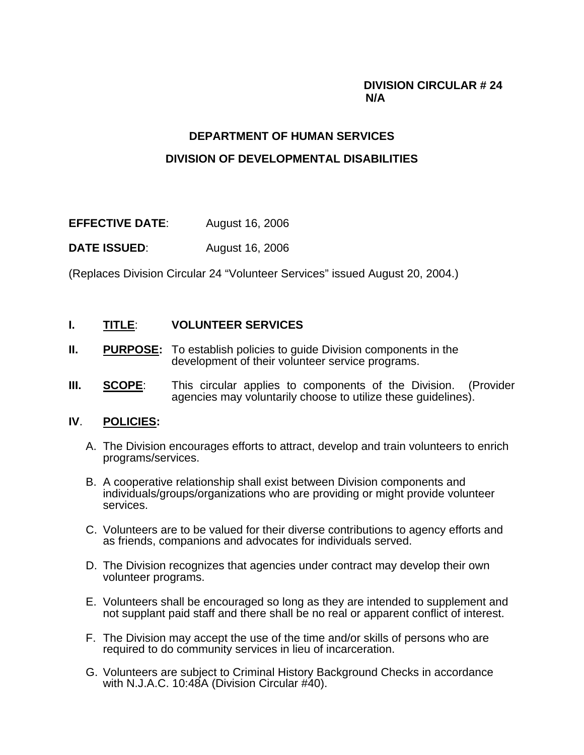**DIVISION CIRCULAR # 24**
**N/A**

## DEPARTMENT OF HUMAN SERVICES

## DIVISION OF DEVELOPMENTAL DISABILITIES

**EFFECTIVE DATE**: August 16, 2006

**DATE ISSUED**: August 16, 2006

(Replaces Division Circular 24 “Volunteer Services” issued August 20, 2004.)

**I. TITLE**: **VOLUNTEER SERVICES**

**II. PURPOSE:** To establish policies to guide Division components in the development of their volunteer service programs.

**III. SCOPE**: This circular applies to components of the Division. (Provider agencies may voluntarily choose to utilize these guidelines).

**IV. POLICIES:**

A. The Division encourages efforts to attract, develop and train volunteers to enrich programs/services.

B. A cooperative relationship shall exist between Division components and individuals/groups/organizations who are providing or might provide volunteer services.

C. Volunteers are to be valued for their diverse contributions to agency efforts and as friends, companions and advocates for individuals served.

D. The Division recognizes that agencies under contract may develop their own volunteer programs.

E. Volunteers shall be encouraged so long as they are intended to supplement and not supplant paid staff and there shall be no real or apparent conflict of interest.

F. The Division may accept the use of the time and/or skills of persons who are required to do community services in lieu of incarceration.

G. Volunteers are subject to Criminal History Background Checks in accordance with N.J.A.C. 10:48A (Division Circular #40).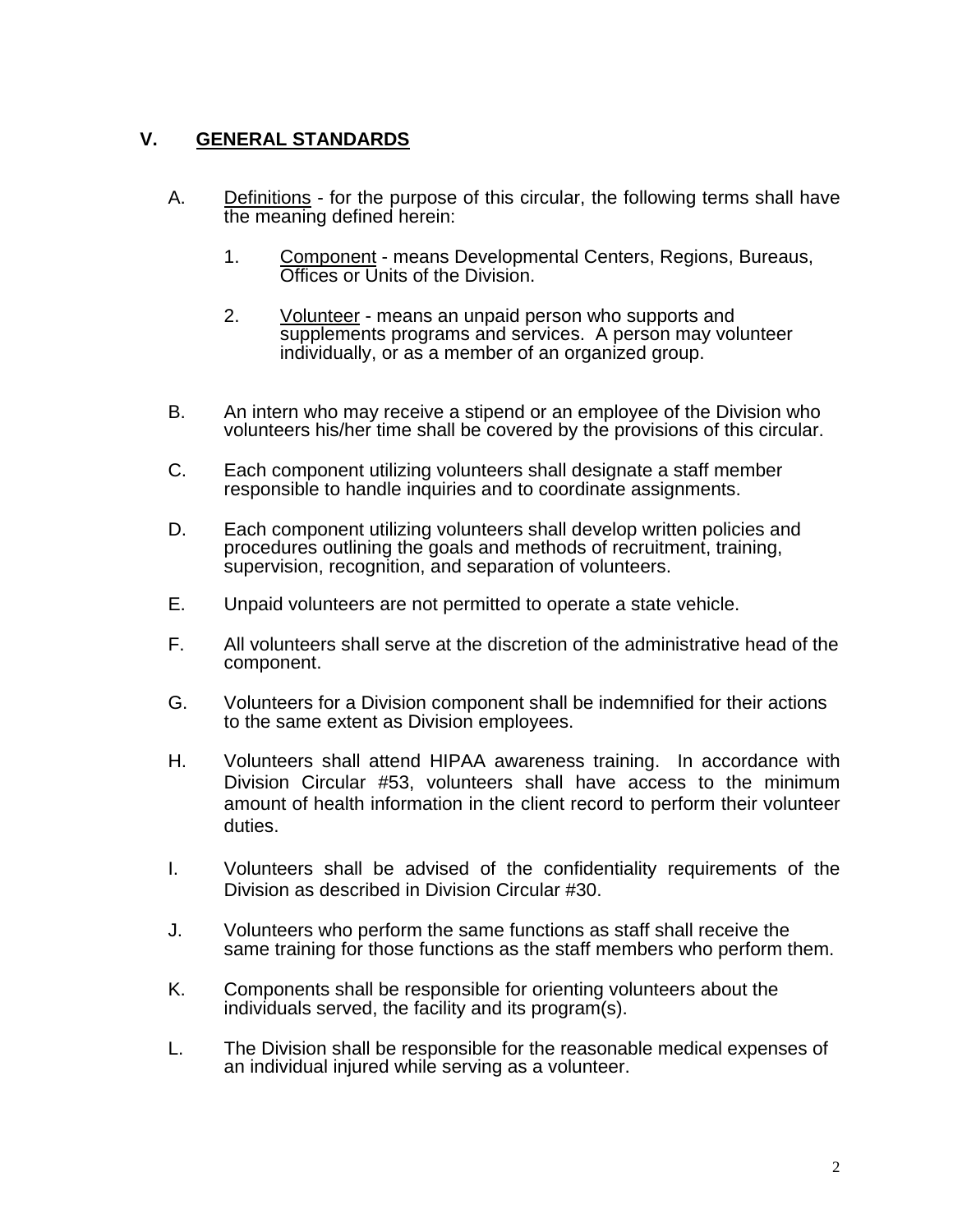## V. GENERAL STANDARDS

A. Definitions - for the purpose of this circular, the following terms shall have the meaning defined herein:

  1. Component - means Developmental Centers, Regions, Bureaus, Offices or Units of the Division.

  2. Volunteer - means an unpaid person who supports and supplements programs and services. A person may volunteer individually, or as a member of an organized group.

B. An intern who may receive a stipend or an employee of the Division who volunteers his/her time shall be covered by the provisions of this circular.

C. Each component utilizing volunteers shall designate a staff member responsible to handle inquiries and to coordinate assignments.

D. Each component utilizing volunteers shall develop written policies and procedures outlining the goals and methods of recruitment, training, supervision, recognition, and separation of volunteers.

E. Unpaid volunteers are not permitted to operate a state vehicle.

F. All volunteers shall serve at the discretion of the administrative head of the component.

G. Volunteers for a Division component shall be indemnified for their actions to the same extent as Division employees.

H. Volunteers shall attend HIPAA awareness training. In accordance with Division Circular #53, volunteers shall have access to the minimum amount of health information in the client record to perform their volunteer duties.

I. Volunteers shall be advised of the confidentiality requirements of the Division as described in Division Circular #30.

J. Volunteers who perform the same functions as staff shall receive the same training for those functions as the staff members who perform them.

K. Components shall be responsible for orienting volunteers about the individuals served, the facility and its program(s).

L. The Division shall be responsible for the reasonable medical expenses of an individual injured while serving as a volunteer.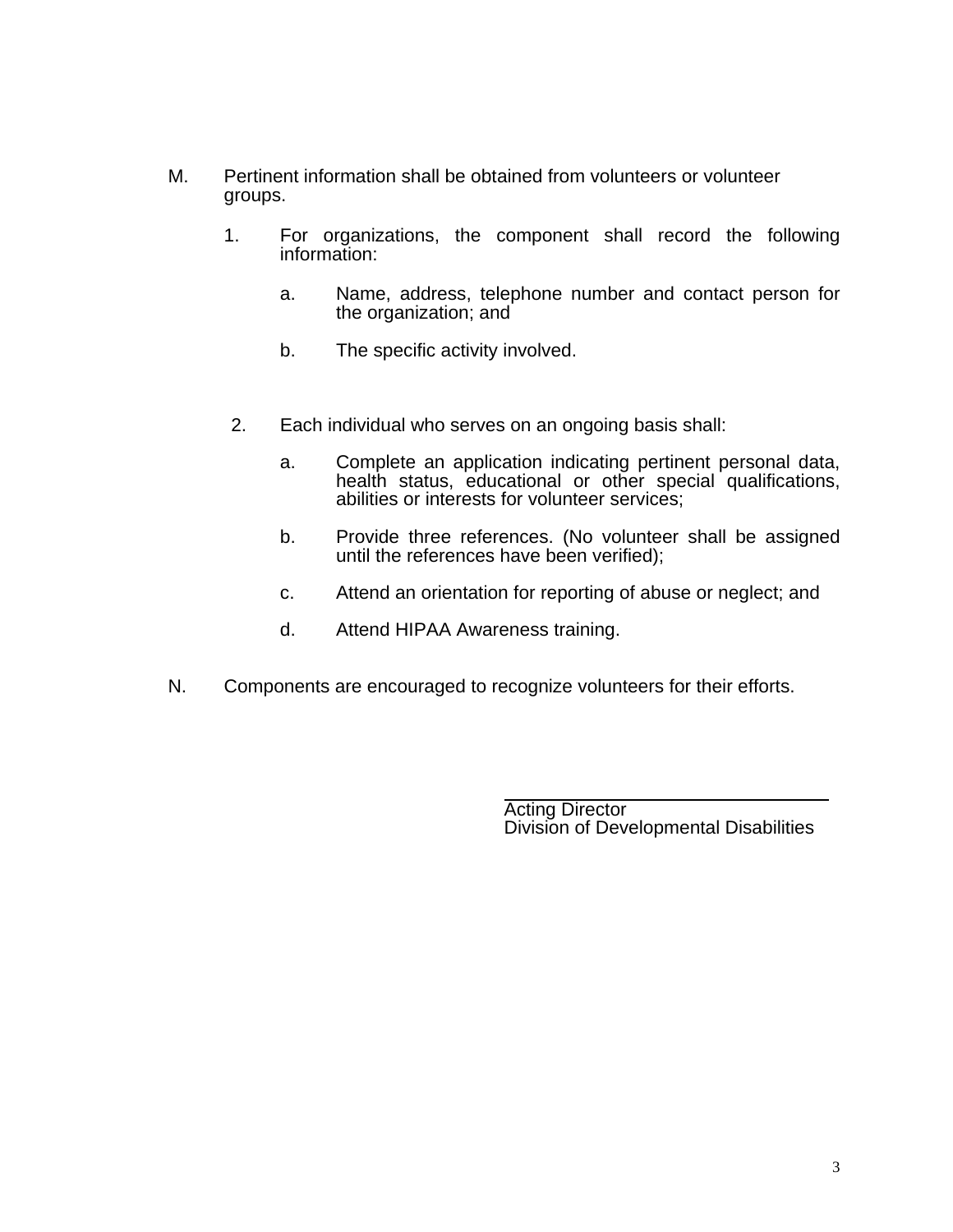M. Pertinent information shall be obtained from volunteers or volunteer groups.

   1. For organizations, the component shall record the following information:

      a. Name, address, telephone number and contact person for the organization; and

      b. The specific activity involved.

   2. Each individual who serves on an ongoing basis shall:

      a. Complete an application indicating pertinent personal data, health status, educational or other special qualifications, abilities or interests for volunteer services;

      b. Provide three references. (No volunteer shall be assigned until the references have been verified);

      c. Attend an orientation for reporting of abuse or neglect; and

      d. Attend HIPAA Awareness training.

N. Components are encouraged to recognize volunteers for their efforts.

______________________________

Acting Director
Division of Developmental Disabilities